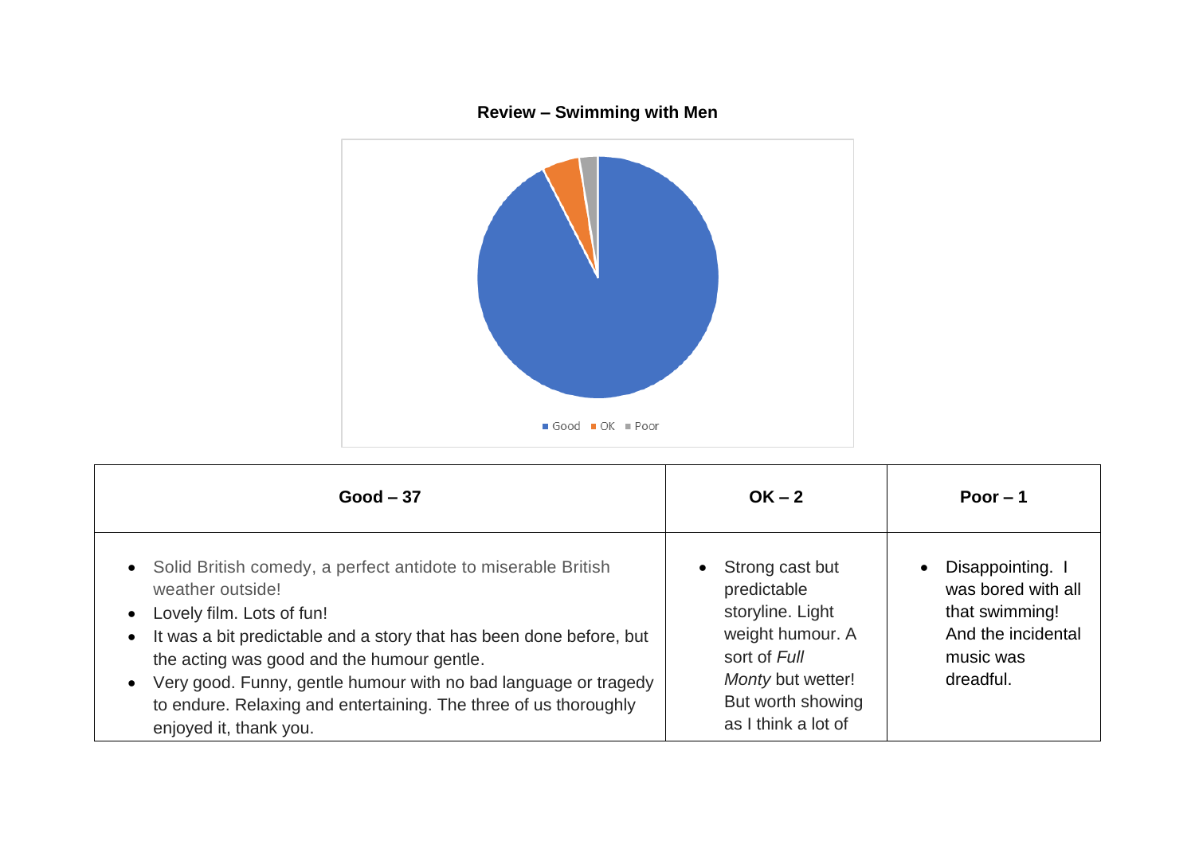**Review – Swimming with Men**

Good OK Poor

| Good – 37 | OK – 2 | Poor – 1 |
|---|---|---|
| • Solid British comedy, a perfect antidote to miserable British weather outside!<br>• Lovely film. Lots of fun!<br>• It was a bit predictable and a story that has been done before, but the acting was good and the humour gentle.<br>• Very good. Funny, gentle humour with no bad language or tragedy to endure. Relaxing and entertaining. The three of us thoroughly enjoyed it, thank you. | • Strong cast but predictable storyline. Light weight humour. A sort of *Full Monty* but wetter! But worth showing as I think a lot of | • Disappointing. I was bored with all that swimming! And the incidental music was dreadful. |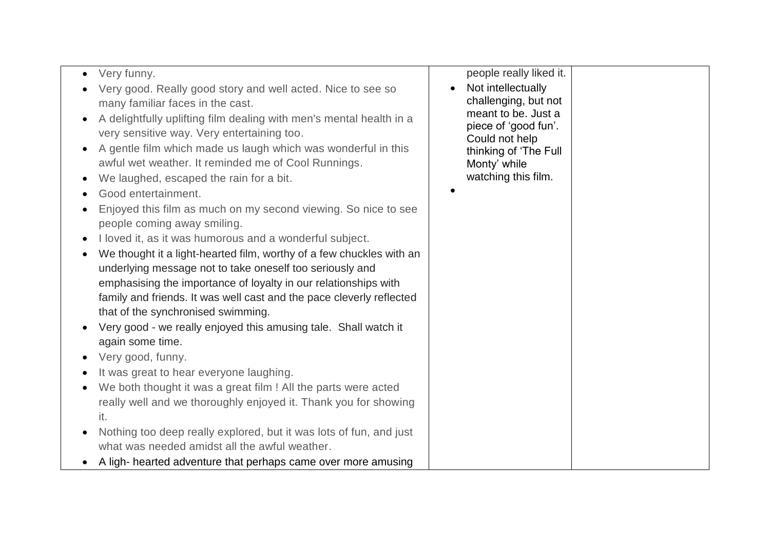| | | |
|---|---|---|
| • Very funny.<br>• Very good. Really good story and well acted. Nice to see so many familiar faces in the cast.<br>• A delightfully uplifting film dealing with men's mental health in a very sensitive way. Very entertaining too.<br>• A gentle film which made us laugh which was wonderful in this awful wet weather. It reminded me of Cool Runnings.<br>• We laughed, escaped the rain for a bit.<br>• Good entertainment.<br>• Enjoyed this film as much on my second viewing. So nice to see people coming away smiling.<br>• I loved it, as it was humorous and a wonderful subject.<br>• We thought it a light-hearted film, worthy of a few chuckles with an underlying message not to take oneself too seriously and emphasising the importance of loyalty in our relationships with family and friends. It was well cast and the pace cleverly reflected that of the synchronised swimming.<br>• Very good - we really enjoyed this amusing tale. Shall watch it again some time.<br>• Very good, funny.<br>• It was great to hear everyone laughing.<br>• We both thought it was a great film ! All the parts were acted really well and we thoroughly enjoyed it. Thank you for showing it.<br>• Nothing too deep really explored, but it was lots of fun, and just what was needed amidst all the awful weather.<br>• A ligh- hearted adventure that perhaps came over more amusing | people really liked it.<br>• Not intellectually challenging, but not meant to be. Just a piece of 'good fun'. Could not help thinking of 'The Full Monty' while watching this film.<br>• | |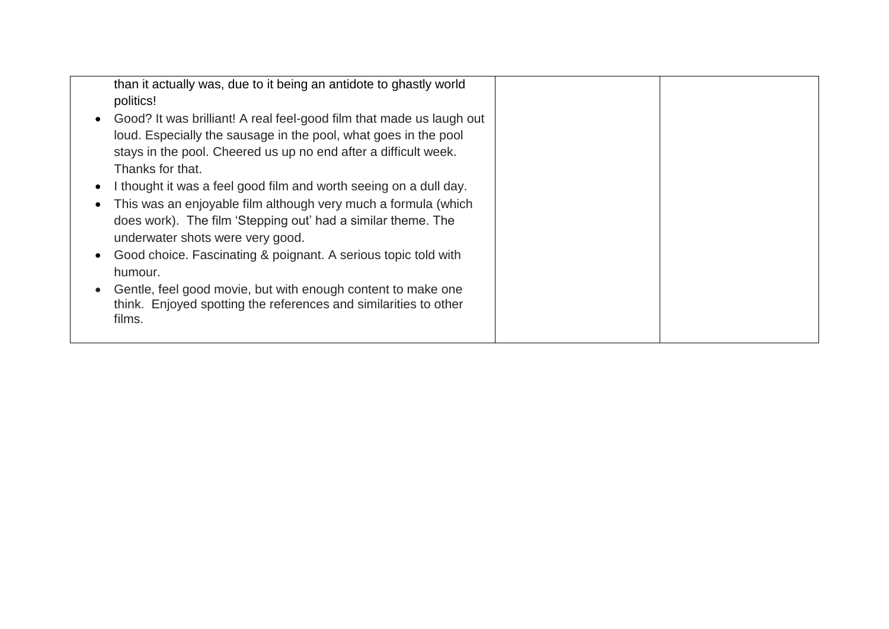| | | |
|---|---|---|
| than it actually was, due to it being an antidote to ghastly world politics!<br>• Good? It was brilliant! A real feel-good film that made us laugh out loud. Especially the sausage in the pool, what goes in the pool stays in the pool. Cheered us up no end after a difficult week. Thanks for that.<br>• I thought it was a feel good film and worth seeing on a dull day.<br>• This was an enjoyable film although very much a formula (which does work). The film 'Stepping out' had a similar theme. The underwater shots were very good.<br>• Good choice. Fascinating & poignant. A serious topic told with humour.<br>• Gentle, feel good movie, but with enough content to make one think. Enjoyed spotting the references and similarities to other films. | | |